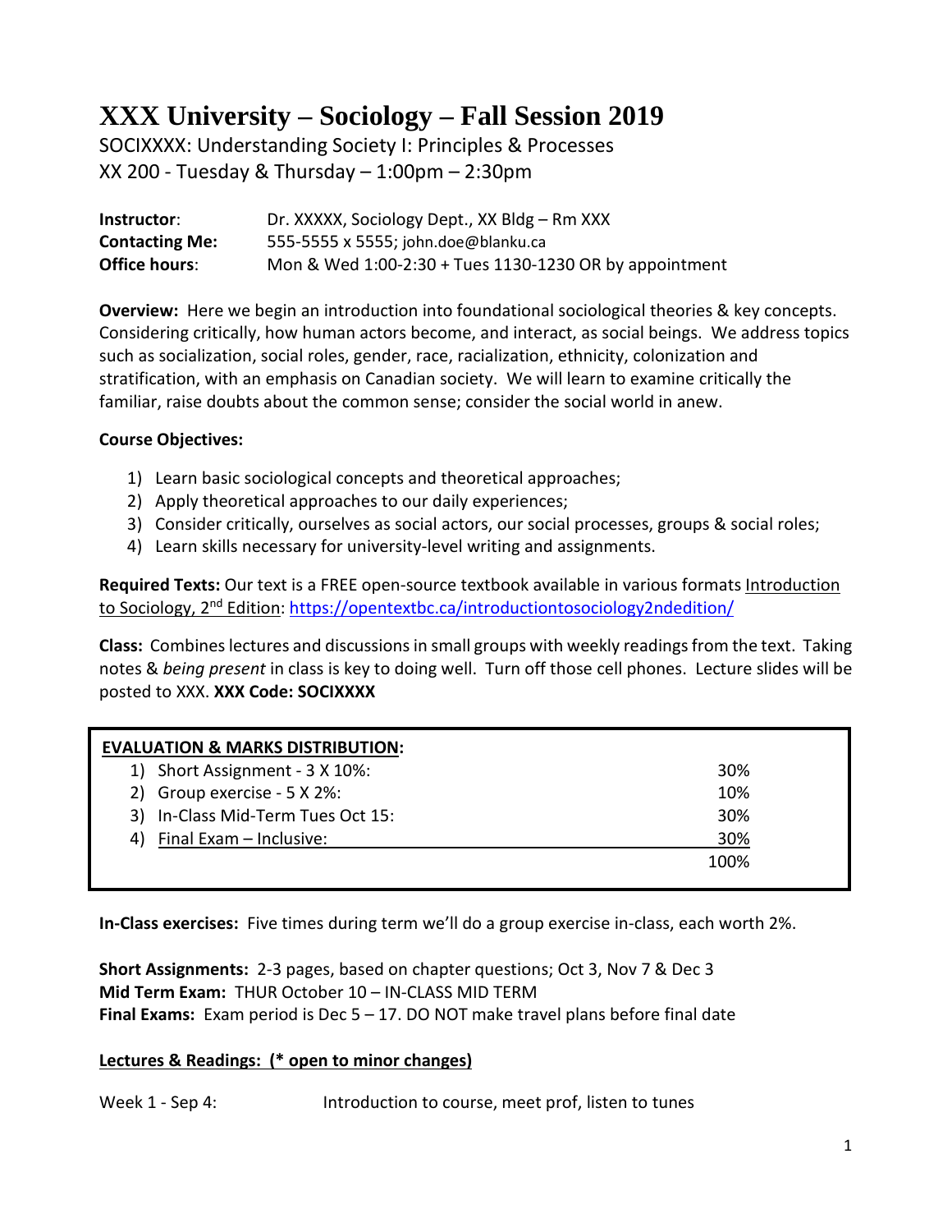# XXX University – Sociology – Fall Session 2019

SOCIXXXX: Understanding Society I: Principles & Processes

XX 200 - Tuesday & Thursday – 1:00pm – 2:30pm

| | |
|---|---|
| **Instructor**: | Dr. XXXXX, Sociology Dept., XX Bldg – Rm XXX |
| **Contacting Me:** | 555-5555 x 5555; john.doe@blanku.ca |
| **Office hours**: | Mon & Wed 1:00-2:30 + Tues 1130-1230 OR by appointment |

**Overview:** Here we begin an introduction into foundational sociological theories & key concepts. Considering critically, how human actors become, and interact, as social beings. We address topics such as socialization, social roles, gender, race, racialization, ethnicity, colonization and stratification, with an emphasis on Canadian society. We will learn to examine critically the familiar, raise doubts about the common sense; consider the social world in anew.

**Course Objectives:**

1) Learn basic sociological concepts and theoretical approaches;
2) Apply theoretical approaches to our daily experiences;
3) Consider critically, ourselves as social actors, our social processes, groups & social roles;
4) Learn skills necessary for university-level writing and assignments.

**Required Texts:** Our text is a FREE open-source textbook available in various formats Introduction to Sociology, 2nd Edition: https://opentextbc.ca/introductiontosociology2ndedition/

**Class:** Combines lectures and discussions in small groups with weekly readings from the text. Taking notes & *being present* in class is key to doing well. Turn off those cell phones. Lecture slides will be posted to XXX. **XXX Code: SOCIXXXX**

| **EVALUATION & MARKS DISTRIBUTION:** | |
|---|---|
| 1) Short Assignment - 3 X 10%: | 30% |
| 2) Group exercise - 5 X 2%: | 10% |
| 3) In-Class Mid-Term Tues Oct 15: | 30% |
| 4) Final Exam – Inclusive: | 30% |
| | 100% |

**In-Class exercises:** Five times during term we'll do a group exercise in-class, each worth 2%.

**Short Assignments:** 2-3 pages, based on chapter questions; Oct 3, Nov 7 & Dec 3

**Mid Term Exam:** THUR October 10 – IN-CLASS MID TERM

**Final Exams:** Exam period is Dec 5 – 17. DO NOT make travel plans before final date

**Lectures & Readings: (* open to minor changes)**

Week 1 - Sep 4: Introduction to course, meet prof, listen to tunes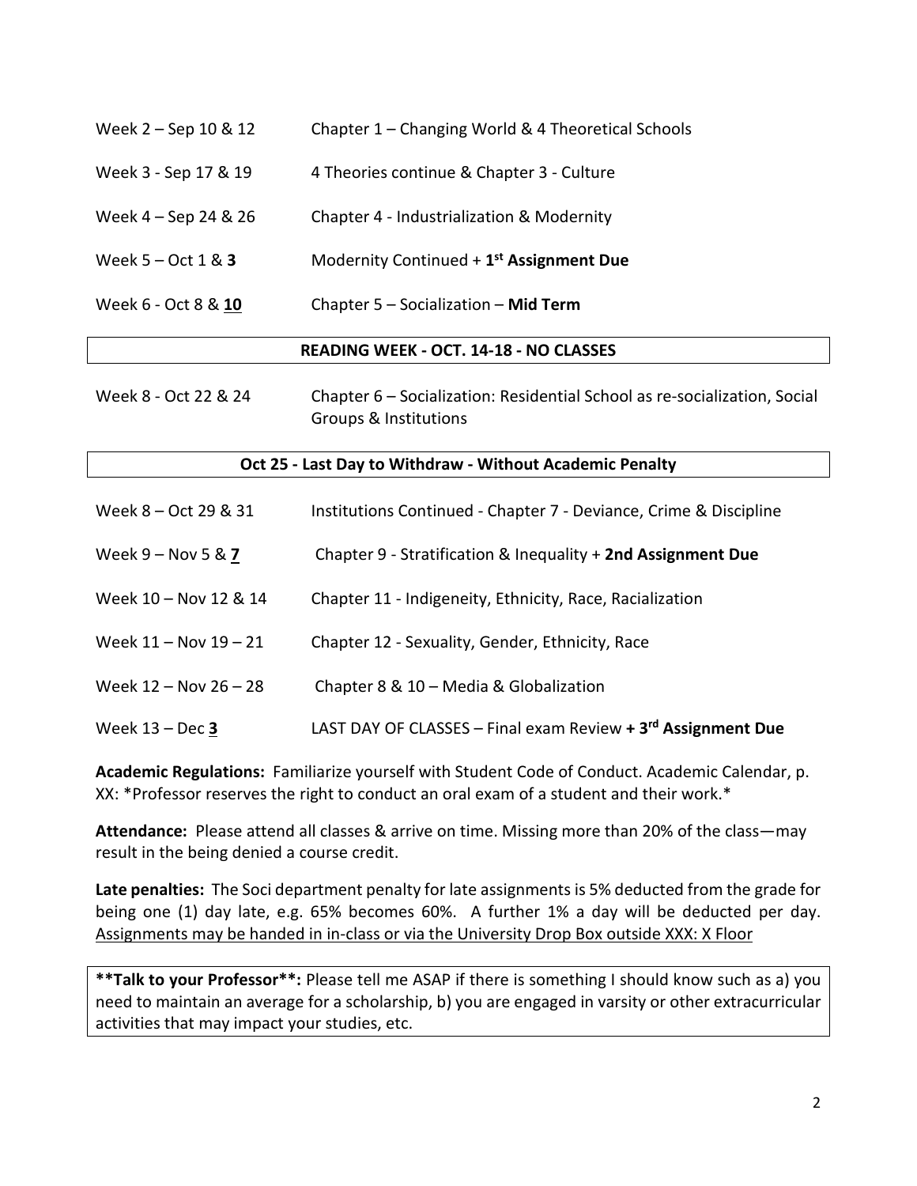| | |
|---|---|
| Week 2 – Sep 10 & 12 | Chapter 1 – Changing World & 4 Theoretical Schools |
| Week 3 - Sep 17 & 19 | 4 Theories continue & Chapter 3 - Culture |
| Week 4 – Sep 24 & 26 | Chapter 4 - Industrialization & Modernity |
| Week 5 – Oct 1 & **3** | Modernity Continued + **1st Assignment Due** |
| Week 6 - Oct 8 & **10** | Chapter 5 – Socialization – **Mid Term** |
| **READING WEEK - OCT. 14-18 - NO CLASSES** | |
| Week 8 - Oct 22 & 24 | Chapter 6 – Socialization: Residential School as re-socialization, Social Groups & Institutions |
| **Oct 25 - Last Day to Withdraw - Without Academic Penalty** | |
| Week 8 – Oct 29 & 31 | Institutions Continued - Chapter 7 - Deviance, Crime & Discipline |
| Week 9 – Nov 5 & **7** | Chapter 9 - Stratification & Inequality + **2nd Assignment Due** |
| Week 10 – Nov 12 & 14 | Chapter 11 - Indigeneity, Ethnicity, Race, Racialization |
| Week 11 – Nov 19 – 21 | Chapter 12 - Sexuality, Gender, Ethnicity, Race |
| Week 12 – Nov 26 – 28 | Chapter 8 & 10 – Media & Globalization |
| Week 13 – Dec **3** | LAST DAY OF CLASSES – Final exam Review **+ 3rd Assignment Due** |

**Academic Regulations:** Familiarize yourself with Student Code of Conduct. Academic Calendar, p. XX: *Professor reserves the right to conduct an oral exam of a student and their work.*

**Attendance:** Please attend all classes & arrive on time. Missing more than 20% of the class—may result in the being denied a course credit.

**Late penalties:** The Soci department penalty for late assignments is 5% deducted from the grade for being one (1) day late, e.g. 65% becomes 60%. A further 1% a day will be deducted per day. Assignments may be handed in in-class or via the University Drop Box outside XXX: X Floor

****Talk to your Professor**:** Please tell me ASAP if there is something I should know such as a) you need to maintain an average for a scholarship, b) you are engaged in varsity or other extracurricular activities that may impact your studies, etc.